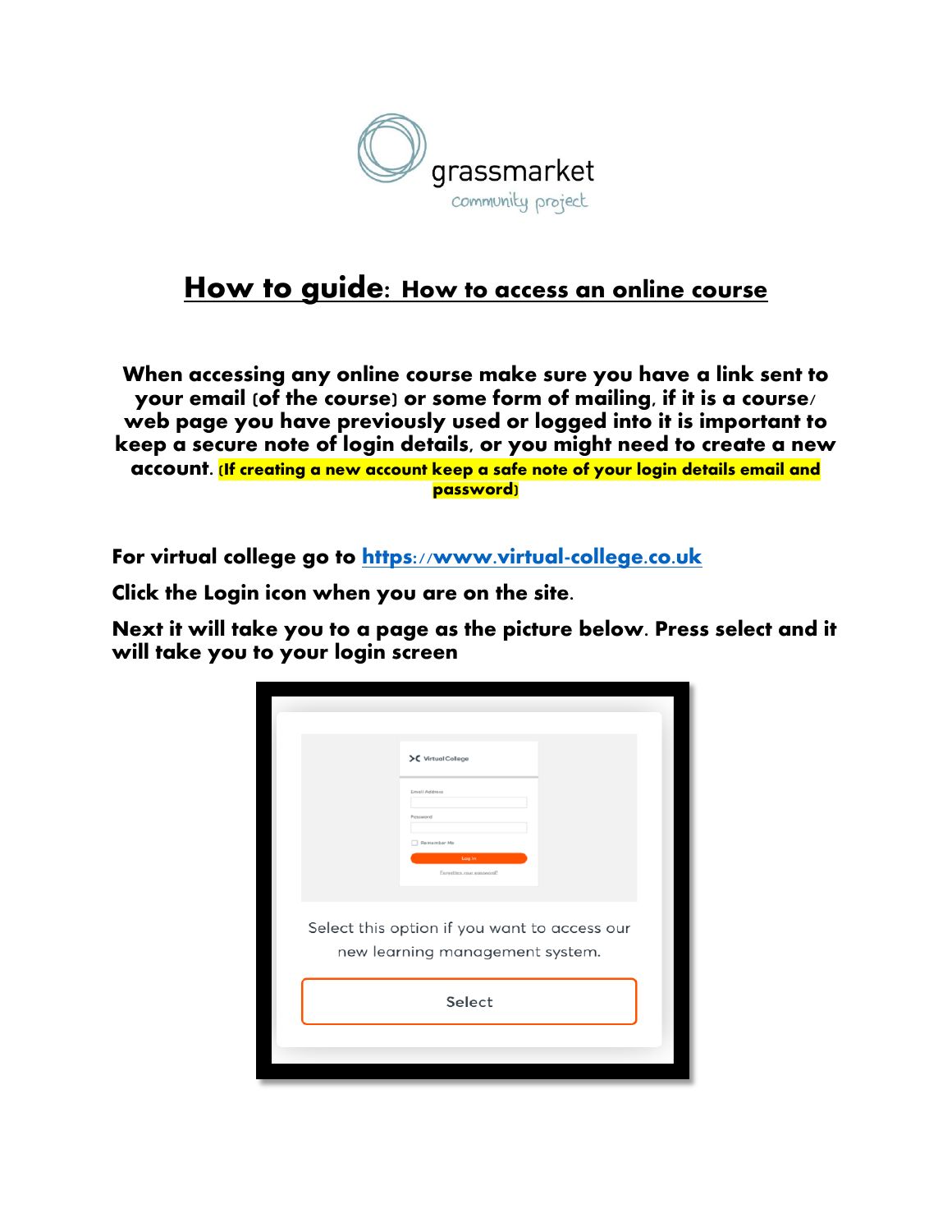# How to guide: How to access an online course

**When accessing any online course make sure you have a link sent to your email (of the course) or some form of mailing, if it is a course/ web page you have previously used or logged into it is important to keep a secure note of login details, or you might need to create a new account. (If creating a new account keep a safe note of your login details email and password)**

**For virtual college go to [https://www.virtual-college.co.uk](https://www.virtual-college.co.uk)**

**Click the Login icon when you are on the site.**

**Next it will take you to a page as the picture below. Press select and it will take you to your login screen**

Select this option if you want to access our new learning management system.

Select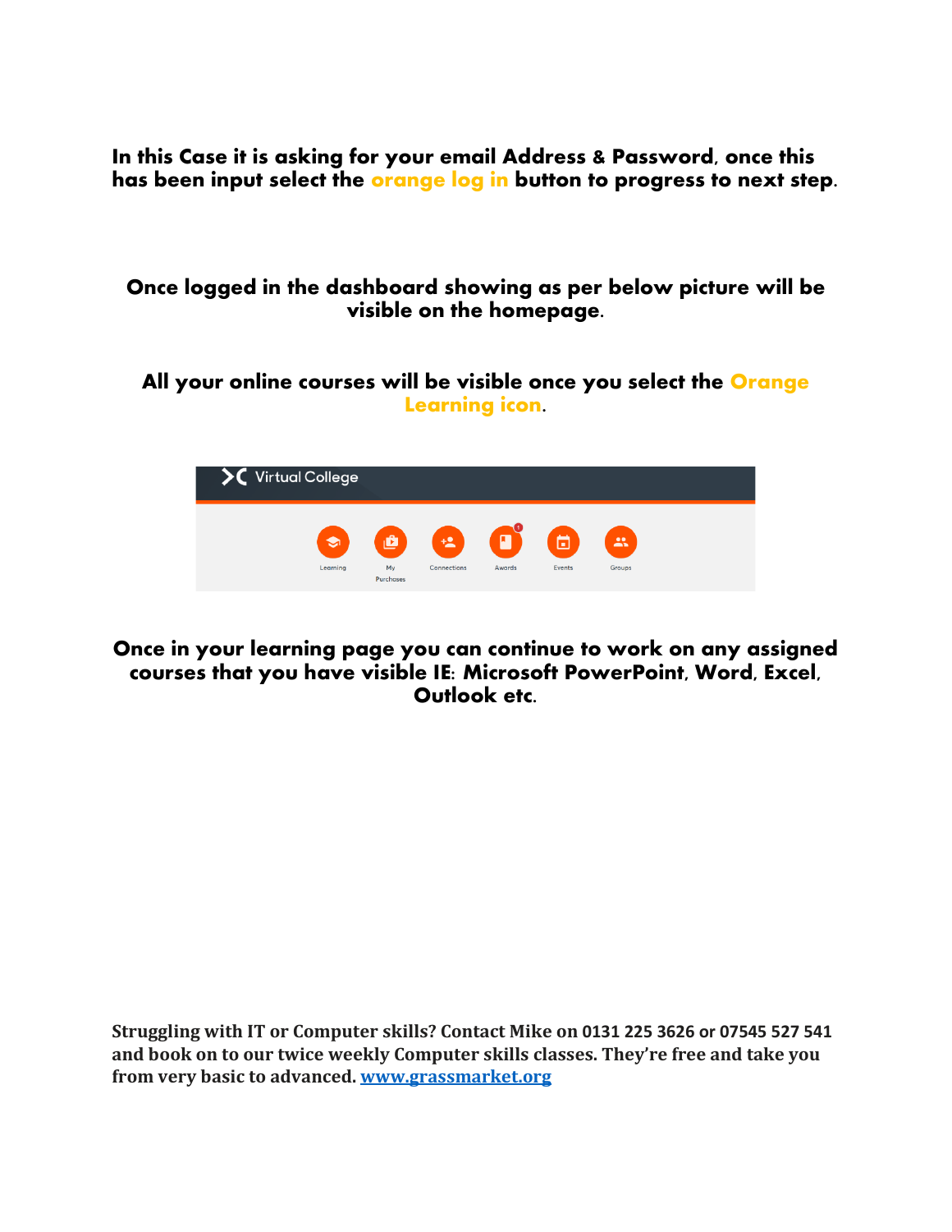**In this Case it is asking for your email Address & Password, once this has been input select the orange log in button to progress to next step.**

**Once logged in the dashboard showing as per below picture will be visible on the homepage.**

**All your online courses will be visible once you select the Orange Learning icon.**

Virtual College

Learning
My Purchases
Connections
Awards
Events
Groups

**Once in your learning page you can continue to work on any assigned courses that you have visible IE: Microsoft PowerPoint, Word, Excel, Outlook etc.**

**Struggling with IT or Computer skills? Contact Mike on 0131 225 3626 or 07545 527 541 and book on to our twice weekly Computer skills classes. They're free and take you from very basic to advanced. [www.grassmarket.org](http://www.grassmarket.org)**